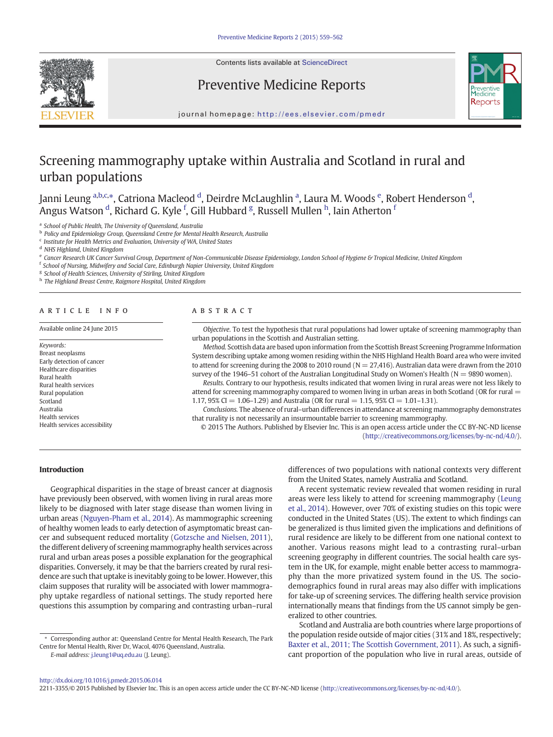Contents lists available at ScienceDirect

Preventive Medicine Reports

journal homepage: http://ees.elsevier.com/pmedr

# Screening mammography uptake within Australia and Scotland in rural and urban populations

Janni Leung [a,b,c,*], Catriona Macleod [d], Deirdre McLaughlin [a], Laura M. Woods [e], Robert Henderson [d], Angus Watson [d], Richard G. Kyle [f], Gill Hubbard [g], Russell Mullen [h], Iain Atherton [f]

[a] School of Public Health, The University of Queensland, Australia
[b] Policy and Epidemiology Group, Queensland Centre for Mental Health Research, Australia
[c] Institute for Health Metrics and Evaluation, University of WA, United States
[d] NHS Highland, United Kingdom
[e] Cancer Research UK Cancer Survival Group, Department of Non-Communicable Disease Epidemiology, London School of Hygiene & Tropical Medicine, United Kingdom
[f] School of Nursing, Midwifery and Social Care, Edinburgh Napier University, United Kingdom
[g] School of Health Sciences, University of Stirling, United Kingdom
[h] The Highland Breast Centre, Raigmore Hospital, United Kingdom

## ARTICLE INFO

Available online 24 June 2015

*Keywords:*
Breast neoplasms
Early detection of cancer
Healthcare disparities
Rural health
Rural health services
Rural population
Scotland
Australia
Health services
Health services accessibility

## ABSTRACT

*Objective.* To test the hypothesis that rural populations had lower uptake of screening mammography than urban populations in the Scottish and Australian setting.

*Method.* Scottish data are based upon information from the Scottish Breast Screening Programme Information System describing uptake among women residing within the NHS Highland Health Board area who were invited to attend for screening during the 2008 to 2010 round (N = 27,416). Australian data were drawn from the 2010 survey of the 1946–51 cohort of the Australian Longitudinal Study on Women's Health (N = 9890 women).

*Results.* Contrary to our hypothesis, results indicated that women living in rural areas were not less likely to attend for screening mammography compared to women living in urban areas in both Scotland (OR for rural = 1.17, 95% CI = 1.06–1.29) and Australia (OR for rural = 1.15, 95% CI = 1.01–1.31).

*Conclusions.* The absence of rural–urban differences in attendance at screening mammography demonstrates that rurality is not necessarily an insurmountable barrier to screening mammography.

© 2015 The Authors. Published by Elsevier Inc. This is an open access article under the CC BY-NC-ND license (http://creativecommons.org/licenses/by-nc-nd/4.0/).

## Introduction

Geographical disparities in the stage of breast cancer at diagnosis have previously been observed, with women living in rural areas more likely to be diagnosed with later stage disease than women living in urban areas (Nguyen-Pham et al., 2014). As mammographic screening of healthy women leads to early detection of asymptomatic breast cancer and subsequent reduced mortality (Gotzsche and Nielsen, 2011), the different delivery of screening mammography health services across rural and urban areas poses a possible explanation for the geographical disparities. Conversely, it may be that the barriers created by rural residence are such that uptake is inevitably going to be lower. However, this claim supposes that rurality will be associated with lower mammography uptake regardless of national settings. The study reported here questions this assumption by comparing and contrasting urban–rural differences of two populations with national contexts very different from the United States, namely Australia and Scotland.

A recent systematic review revealed that women residing in rural areas were less likely to attend for screening mammography (Leung et al., 2014). However, over 70% of existing studies on this topic were conducted in the United States (US). The extent to which findings can be generalized is thus limited given the implications and definitions of rural residence are likely to be different from one national context to another. Various reasons might lead to a contrasting rural–urban screening geography in different countries. The social health care system in the UK, for example, might enable better access to mammography than the more privatized system found in the US. The socio-demographics found in rural areas may also differ with implications for take-up of screening services. The differing health service provision internationally means that findings from the US cannot simply be generalized to other countries.

Scotland and Australia are both countries where large proportions of the population reside outside of major cities (31% and 18%, respectively; Baxter et al., 2011; The Scottish Government, 2011). As such, a significant proportion of the population who live in rural areas, outside of

* Corresponding author at: Queensland Centre for Mental Health Research, The Park Centre for Mental Health, River Dr, Wacol, 4076 Queensland, Australia.
*E-mail address:* j.leung1@uq.edu.au (J. Leung).

http://dx.doi.org/10.1016/j.pmedr.2015.06.014
2211-3355/© 2015 Published by Elsevier Inc. This is an open access article under the CC BY-NC-ND license (http://creativecommons.org/licenses/by-nc-nd/4.0/).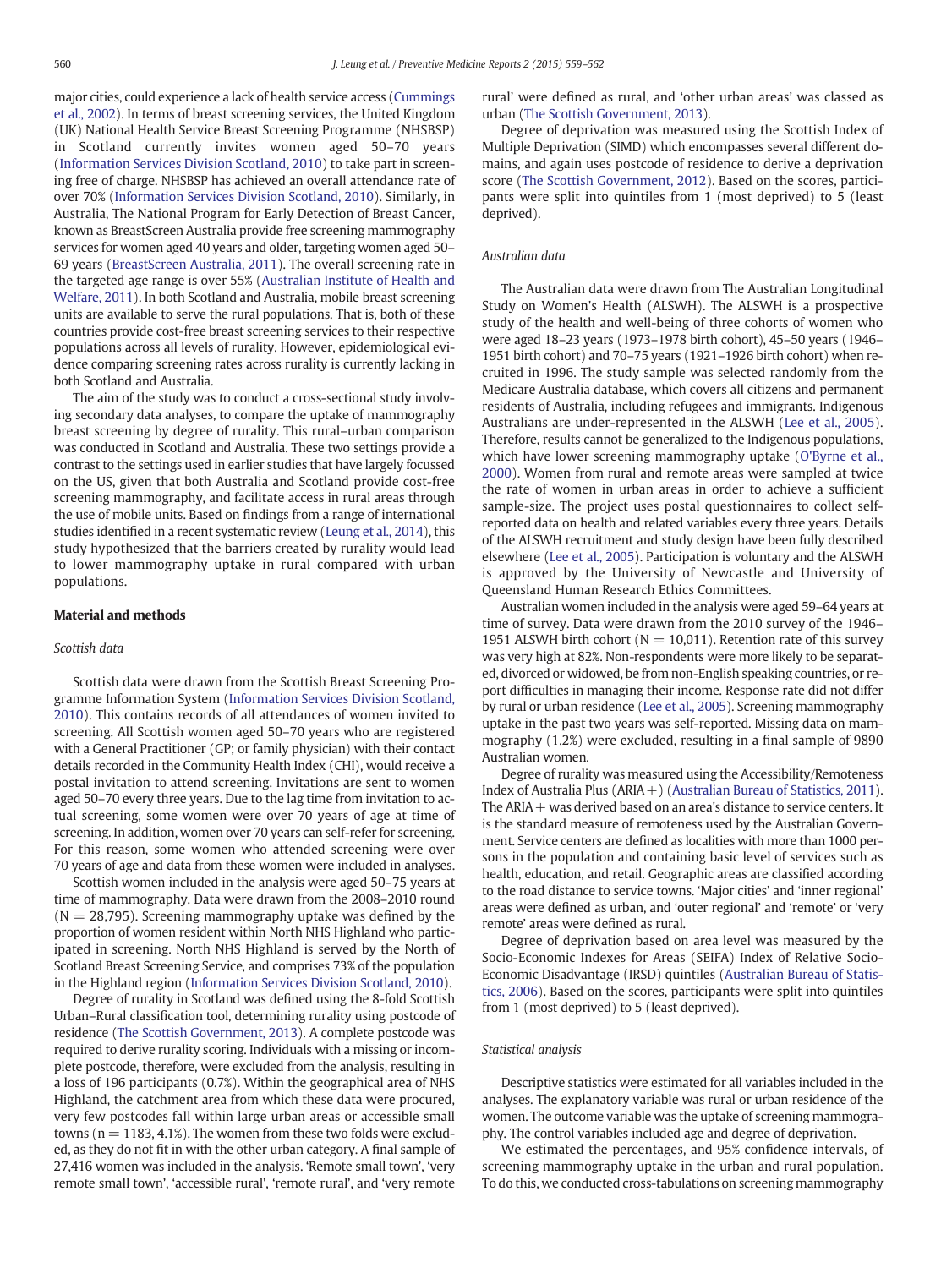major cities, could experience a lack of health service access (Cummings et al., 2002). In terms of breast screening services, the United Kingdom (UK) National Health Service Breast Screening Programme (NHSBSP) in Scotland currently invites women aged 50–70 years (Information Services Division Scotland, 2010) to take part in screening free of charge. NHSBSP has achieved an overall attendance rate of over 70% (Information Services Division Scotland, 2010). Similarly, in Australia, The National Program for Early Detection of Breast Cancer, known as BreastScreen Australia provide free screening mammography services for women aged 40 years and older, targeting women aged 50–69 years (BreastScreen Australia, 2011). The overall screening rate in the targeted age range is over 55% (Australian Institute of Health and Welfare, 2011). In both Scotland and Australia, mobile breast screening units are available to serve the rural populations. That is, both of these countries provide cost-free breast screening services to their respective populations across all levels of rurality. However, epidemiological evidence comparing screening rates across rurality is currently lacking in both Scotland and Australia.

The aim of the study was to conduct a cross-sectional study involving secondary data analyses, to compare the uptake of mammography breast screening by degree of rurality. This rural–urban comparison was conducted in Scotland and Australia. These two settings provide a contrast to the settings used in earlier studies that have largely focussed on the US, given that both Australia and Scotland provide cost-free screening mammography, and facilitate access in rural areas through the use of mobile units. Based on findings from a range of international studies identified in a recent systematic review (Leung et al., 2014), this study hypothesized that the barriers created by rurality would lead to lower mammography uptake in rural compared with urban populations.

## Material and methods

### Scottish data

Scottish data were drawn from the Scottish Breast Screening Programme Information System (Information Services Division Scotland, 2010). This contains records of all attendances of women invited to screening. All Scottish women aged 50–70 years who are registered with a General Practitioner (GP; or family physician) with their contact details recorded in the Community Health Index (CHI), would receive a postal invitation to attend screening. Invitations are sent to women aged 50–70 every three years. Due to the lag time from invitation to actual screening, some women were over 70 years of age at time of screening. In addition, women over 70 years can self-refer for screening. For this reason, some women who attended screening were over 70 years of age and data from these women were included in analyses.

Scottish women included in the analysis were aged 50–75 years at time of mammography. Data were drawn from the 2008–2010 round (N = 28,795). Screening mammography uptake was defined by the proportion of women resident within North NHS Highland who participated in screening. North NHS Highland is served by the North of Scotland Breast Screening Service, and comprises 73% of the population in the Highland region (Information Services Division Scotland, 2010).

Degree of rurality in Scotland was defined using the 8-fold Scottish Urban–Rural classification tool, determining rurality using postcode of residence (The Scottish Government, 2013). A complete postcode was required to derive rurality scoring. Individuals with a missing or incomplete postcode, therefore, were excluded from the analysis, resulting in a loss of 196 participants (0.7%). Within the geographical area of NHS Highland, the catchment area from which these data were procured, very few postcodes fall within large urban areas or accessible small towns (n = 1183, 4.1%). The women from these two folds were excluded, as they do not fit in with the other urban category. A final sample of 27,416 women was included in the analysis. 'Remote small town', 'very remote small town', 'accessible rural', 'remote rural', and 'very remote rural' were defined as rural, and 'other urban areas' was classed as urban (The Scottish Government, 2013).

Degree of deprivation was measured using the Scottish Index of Multiple Deprivation (SIMD) which encompasses several different domains, and again uses postcode of residence to derive a deprivation score (The Scottish Government, 2012). Based on the scores, participants were split into quintiles from 1 (most deprived) to 5 (least deprived).

### Australian data

The Australian data were drawn from The Australian Longitudinal Study on Women's Health (ALSWH). The ALSWH is a prospective study of the health and well-being of three cohorts of women who were aged 18–23 years (1973–1978 birth cohort), 45–50 years (1946–1951 birth cohort) and 70–75 years (1921–1926 birth cohort) when recruited in 1996. The study sample was selected randomly from the Medicare Australia database, which covers all citizens and permanent residents of Australia, including refugees and immigrants. Indigenous Australians are under-represented in the ALSWH (Lee et al., 2005). Therefore, results cannot be generalized to the Indigenous populations, which have lower screening mammography uptake (O'Byrne et al., 2000). Women from rural and remote areas were sampled at twice the rate of women in urban areas in order to achieve a sufficient sample-size. The project uses postal questionnaires to collect self-reported data on health and related variables every three years. Details of the ALSWH recruitment and study design have been fully described elsewhere (Lee et al., 2005). Participation is voluntary and the ALSWH is approved by the University of Newcastle and University of Queensland Human Research Ethics Committees.

Australian women included in the analysis were aged 59–64 years at time of survey. Data were drawn from the 2010 survey of the 1946–1951 ALSWH birth cohort (N = 10,011). Retention rate of this survey was very high at 82%. Non-respondents were more likely to be separated, divorced or widowed, be from non-English speaking countries, or report difficulties in managing their income. Response rate did not differ by rural or urban residence (Lee et al., 2005). Screening mammography uptake in the past two years was self-reported. Missing data on mammography (1.2%) were excluded, resulting in a final sample of 9890 Australian women.

Degree of rurality was measured using the Accessibility/Remoteness Index of Australia Plus (ARIA+) (Australian Bureau of Statistics, 2011). The ARIA+ was derived based on an area's distance to service centers. It is the standard measure of remoteness used by the Australian Government. Service centers are defined as localities with more than 1000 persons in the population and containing basic level of services such as health, education, and retail. Geographic areas are classified according to the road distance to service towns. 'Major cities' and 'inner regional' areas were defined as urban, and 'outer regional' and 'remote' or 'very remote' areas were defined as rural.

Degree of deprivation based on area level was measured by the Socio-Economic Indexes for Areas (SEIFA) Index of Relative Socio-Economic Disadvantage (IRSD) quintiles (Australian Bureau of Statistics, 2006). Based on the scores, participants were split into quintiles from 1 (most deprived) to 5 (least deprived).

### Statistical analysis

Descriptive statistics were estimated for all variables included in the analyses. The explanatory variable was rural or urban residence of the women. The outcome variable was the uptake of screening mammography. The control variables included age and degree of deprivation.

We estimated the percentages, and 95% confidence intervals, of screening mammography uptake in the urban and rural population. To do this, we conducted cross-tabulations on screening mammography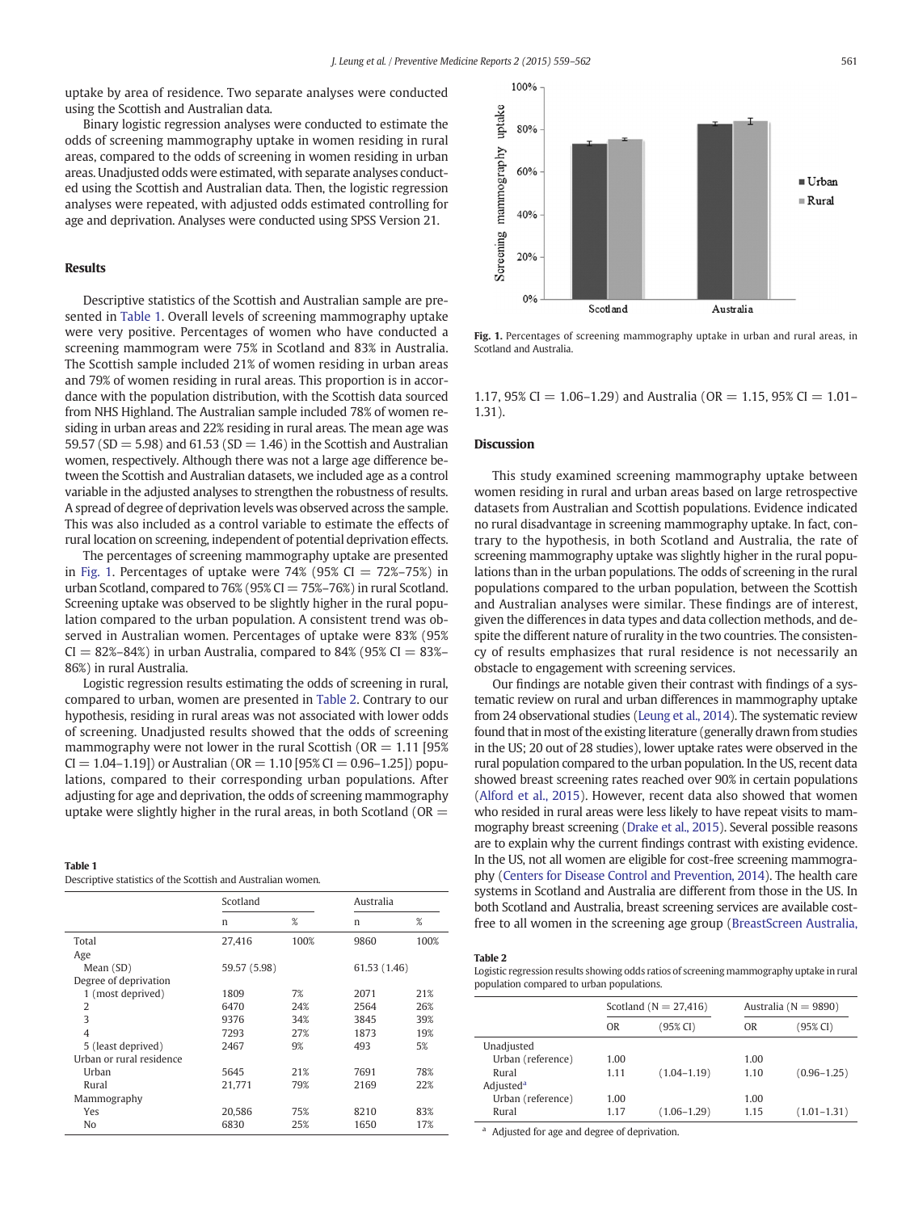uptake by area of residence. Two separate analyses were conducted using the Scottish and Australian data.

Binary logistic regression analyses were conducted to estimate the odds of screening mammography uptake in women residing in rural areas, compared to the odds of screening in women residing in urban areas. Unadjusted odds were estimated, with separate analyses conducted using the Scottish and Australian data. Then, the logistic regression analyses were repeated, with adjusted odds estimated controlling for age and deprivation. Analyses were conducted using SPSS Version 21.

## Results

Descriptive statistics of the Scottish and Australian sample are presented in Table 1. Overall levels of screening mammography uptake were very positive. Percentages of women who have conducted a screening mammogram were 75% in Scotland and 83% in Australia. The Scottish sample included 21% of women residing in urban areas and 79% of women residing in rural areas. This proportion is in accordance with the population distribution, with the Scottish data sourced from NHS Highland. The Australian sample included 78% of women residing in urban areas and 22% residing in rural areas. The mean age was 59.57 (SD = 5.98) and 61.53 (SD = 1.46) in the Scottish and Australian women, respectively. Although there was not a large age difference between the Scottish and Australian datasets, we included age as a control variable in the adjusted analyses to strengthen the robustness of results. A spread of degree of deprivation levels was observed across the sample. This was also included as a control variable to estimate the effects of rural location on screening, independent of potential deprivation effects.

The percentages of screening mammography uptake are presented in Fig. 1. Percentages of uptake were 74% (95% CI = 72%–75%) in urban Scotland, compared to 76% (95% CI = 75%–76%) in rural Scotland. Screening uptake was observed to be slightly higher in the rural population compared to the urban population. A consistent trend was observed in Australian women. Percentages of uptake were 83% (95% CI = 82%–84%) in urban Australia, compared to 84% (95% CI = 83%–86%) in rural Australia.

Logistic regression results estimating the odds of screening in rural, compared to urban, women are presented in Table 2. Contrary to our hypothesis, residing in rural areas was not associated with lower odds of screening. Unadjusted results showed that the odds of screening mammography were not lower in the rural Scottish (OR = 1.11 [95% CI = 1.04–1.19]) or Australian (OR = 1.10 [95% CI = 0.96–1.25]) populations, compared to their corresponding urban populations. After adjusting for age and deprivation, the odds of screening mammography uptake were slightly higher in the rural areas, in both Scotland (OR = 1.17, 95% CI = 1.06–1.29) and Australia (OR = 1.15, 95% CI = 1.01–1.31).

**Table 1**
Descriptive statistics of the Scottish and Australian women.

| | Scotland | | Australia | |
|---|---|---|---|---|
| | n | % | n | % |
| Total | 27,416 | 100% | 9860 | 100% |
| Age | | | | |
| Mean (SD) | 59.57 (5.98) | | 61.53 (1.46) | |
| Degree of deprivation | | | | |
| 1 (most deprived) | 1809 | 7% | 2071 | 21% |
| 2 | 6470 | 24% | 2564 | 26% |
| 3 | 9376 | 34% | 3845 | 39% |
| 4 | 7293 | 27% | 1873 | 19% |
| 5 (least deprived) | 2467 | 9% | 493 | 5% |
| Urban or rural residence | | | | |
| Urban | 5645 | 21% | 7691 | 78% |
| Rural | 21,771 | 79% | 2169 | 22% |
| Mammography | | | | |
| Yes | 20,586 | 75% | 8210 | 83% |
| No | 6830 | 25% | 1650 | 17% |

Fig. 1. Percentages of screening mammography uptake in urban and rural areas, in Scotland and Australia.

## Discussion

This study examined screening mammography uptake between women residing in rural and urban areas based on large retrospective datasets from Australian and Scottish populations. Evidence indicated no rural disadvantage in screening mammography uptake. In fact, contrary to the hypothesis, in both Scotland and Australia, the rate of screening mammography uptake was slightly higher in the rural populations than in the urban populations. The odds of screening in the rural populations compared to the urban population, between the Scottish and Australian analyses were similar. These findings are of interest, given the differences in data types and data collection methods, and despite the different nature of rurality in the two countries. The consistency of results emphasizes that rural residence is not necessarily an obstacle to engagement with screening services.

Our findings are notable given their contrast with findings of a systematic review on rural and urban differences in mammography uptake from 24 observational studies (Leung et al., 2014). The systematic review found that in most of the existing literature (generally drawn from studies in the US; 20 out of 28 studies), lower uptake rates were observed in the rural population compared to the urban population. In the US, recent data showed breast screening rates reached over 90% in certain populations (Alford et al., 2015). However, recent data also showed that women who resided in rural areas were less likely to have repeat visits to mammography breast screening (Drake et al., 2015). Several possible reasons are to explain why the current findings contrast with existing evidence. In the US, not all women are eligible for cost-free screening mammography (Centers for Disease Control and Prevention, 2014). The health care systems in Scotland and Australia are different from those in the US. In both Scotland and Australia, breast screening services are available cost-free to all women in the screening age group (BreastScreen Australia,

**Table 2**
Logistic regression results showing odds ratios of screening mammography uptake in rural population compared to urban populations.

| | Scotland (N = 27,416) | | Australia (N = 9890) | |
|---|---|---|---|---|
| | OR | (95% CI) | OR | (95% CI) |
| Unadjusted | | | | |
| Urban (reference) | 1.00 | | 1.00 | |
| Rural | 1.11 | (1.04–1.19) | 1.10 | (0.96–1.25) |
| Adjusted[a] | | | | |
| Urban (reference) | 1.00 | | 1.00 | |
| Rural | 1.17 | (1.06–1.29) | 1.15 | (1.01–1.31) |

[a] Adjusted for age and degree of deprivation.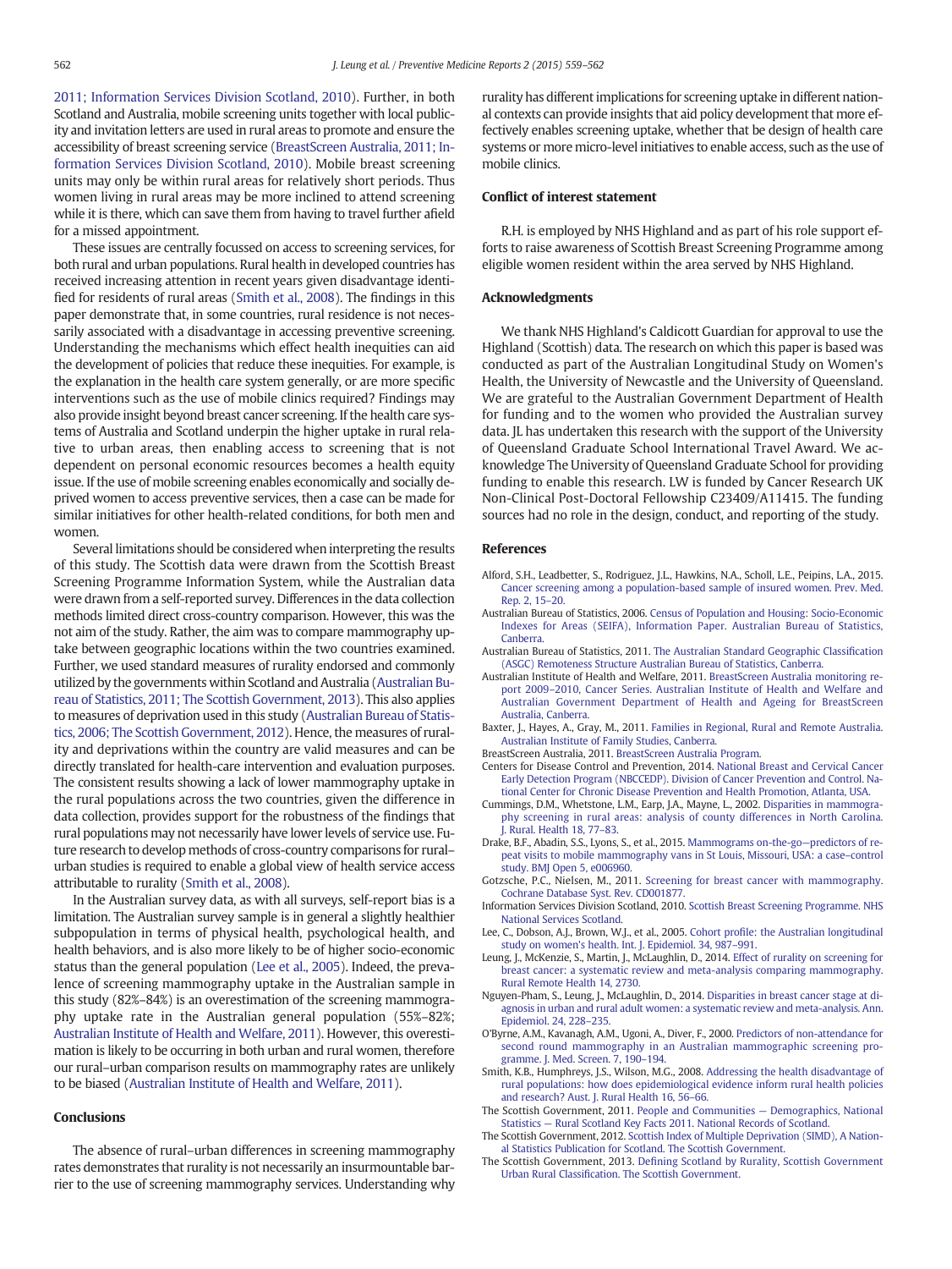2011; Information Services Division Scotland, 2010). Further, in both Scotland and Australia, mobile screening units together with local publicity and invitation letters are used in rural areas to promote and ensure the accessibility of breast screening service (BreastScreen Australia, 2011; Information Services Division Scotland, 2010). Mobile breast screening units may only be within rural areas for relatively short periods. Thus women living in rural areas may be more inclined to attend screening while it is there, which can save them from having to travel further afield for a missed appointment.

These issues are centrally focussed on access to screening services, for both rural and urban populations. Rural health in developed countries has received increasing attention in recent years given disadvantage identified for residents of rural areas (Smith et al., 2008). The findings in this paper demonstrate that, in some countries, rural residence is not necessarily associated with a disadvantage in accessing preventive screening. Understanding the mechanisms which effect health inequities can aid the development of policies that reduce these inequities. For example, is the explanation in the health care system generally, or are more specific interventions such as the use of mobile clinics required? Findings may also provide insight beyond breast cancer screening. If the health care systems of Australia and Scotland underpin the higher uptake in rural relative to urban areas, then enabling access to screening that is not dependent on personal economic resources becomes a health equity issue. If the use of mobile screening enables economically and socially deprived women to access preventive services, then a case can be made for similar initiatives for other health-related conditions, for both men and women.

Several limitations should be considered when interpreting the results of this study. The Scottish data were drawn from the Scottish Breast Screening Programme Information System, while the Australian data were drawn from a self-reported survey. Differences in the data collection methods limited direct cross-country comparison. However, this was the not aim of the study. Rather, the aim was to compare mammography uptake between geographic locations within the two countries examined. Further, we used standard measures of rurality endorsed and commonly utilized by the governments within Scotland and Australia (Australian Bureau of Statistics, 2011; The Scottish Government, 2013). This also applies to measures of deprivation used in this study (Australian Bureau of Statistics, 2006; The Scottish Government, 2012). Hence, the measures of rurality and deprivations within the country are valid measures and can be directly translated for health-care intervention and evaluation purposes. The consistent results showing a lack of lower mammography uptake in the rural populations across the two countries, given the difference in data collection, provides support for the robustness of the findings that rural populations may not necessarily have lower levels of service use. Future research to develop methods of cross-country comparisons for rural–urban studies is required to enable a global view of health service access attributable to rurality (Smith et al., 2008).

In the Australian survey data, as with all surveys, self-report bias is a limitation. The Australian survey sample is in general a slightly healthier subpopulation in terms of physical health, psychological health, and health behaviors, and is also more likely to be of higher socio-economic status than the general population (Lee et al., 2005). Indeed, the prevalence of screening mammography uptake in the Australian sample in this study (82%–84%) is an overestimation of the screening mammography uptake rate in the Australian general population (55%–82%; Australian Institute of Health and Welfare, 2011). However, this overestimation is likely to be occurring in both urban and rural women, therefore our rural–urban comparison results on mammography rates are unlikely to be biased (Australian Institute of Health and Welfare, 2011).

## Conclusions

The absence of rural–urban differences in screening mammography rates demonstrates that rurality is not necessarily an insurmountable barrier to the use of screening mammography services. Understanding why rurality has different implications for screening uptake in different national contexts can provide insights that aid policy development that more effectively enables screening uptake, whether that be design of health care systems or more micro-level initiatives to enable access, such as the use of mobile clinics.

## Conflict of interest statement

R.H. is employed by NHS Highland and as part of his role support efforts to raise awareness of Scottish Breast Screening Programme among eligible women resident within the area served by NHS Highland.

## Acknowledgments

We thank NHS Highland's Caldicott Guardian for approval to use the Highland (Scottish) data. The research on which this paper is based was conducted as part of the Australian Longitudinal Study on Women's Health, the University of Newcastle and the University of Queensland. We are grateful to the Australian Government Department of Health for funding and to the women who provided the Australian survey data. JL has undertaken this research with the support of the University of Queensland Graduate School International Travel Award. We acknowledge The University of Queensland Graduate School for providing funding to enable this research. LW is funded by Cancer Research UK Non-Clinical Post-Doctoral Fellowship C23409/A11415. The funding sources had no role in the design, conduct, and reporting of the study.

## References

Alford, S.H., Leadbetter, S., Rodriguez, J.L., Hawkins, N.A., Scholl, L.E., Peipins, L.A., 2015. Cancer screening among a population-based sample of insured women. Prev. Med. Rep. 2, 15–20.

Australian Bureau of Statistics, 2006. Census of Population and Housing: Socio-Economic Indexes for Areas (SEIFA), Information Paper. Australian Bureau of Statistics, Canberra.

Australian Bureau of Statistics, 2011. The Australian Standard Geographic Classification (ASGC) Remoteness Structure Australian Bureau of Statistics, Canberra.

Australian Institute of Health and Welfare, 2011. BreastScreen Australia monitoring report 2009–2010, Cancer Series. Australian Institute of Health and Welfare and Australian Government Department of Health and Ageing for BreastScreen Australia, Canberra.

Baxter, J., Hayes, A., Gray, M., 2011. Families in Regional, Rural and Remote Australia. Australian Institute of Family Studies, Canberra.

BreastScreen Australia, 2011. BreastScreen Australia Program.

Centers for Disease Control and Prevention, 2014. National Breast and Cervical Cancer Early Detection Program (NBCCEDP). Division of Cancer Prevention and Control. National Center for Chronic Disease Prevention and Health Promotion, Atlanta, USA.

Cummings, D.M., Whetstone, L.M., Earp, J.A., Mayne, L., 2002. Disparities in mammography screening in rural areas: analysis of county differences in North Carolina. J. Rural. Health 18, 77–83.

Drake, B.F., Abadin, S.S., Lyons, S., et al., 2015. Mammograms on-the-go—predictors of repeat visits to mobile mammography vans in St Louis, Missouri, USA: a case–control study. BMJ Open 5, e006960.

Gotzsche, P.C., Nielsen, M., 2011. Screening for breast cancer with mammography. Cochrane Database Syst. Rev. CD001877.

Information Services Division Scotland, 2010. Scottish Breast Screening Programme. NHS National Services Scotland.

Lee, C., Dobson, A.J., Brown, W.J., et al., 2005. Cohort profile: the Australian longitudinal study on women's health. Int. J. Epidemiol. 34, 987–991.

Leung, J., McKenzie, S., Martin, J., McLaughlin, D., 2014. Effect of rurality on screening for breast cancer: a systematic review and meta-analysis comparing mammography. Rural Remote Health 14, 2730.

Nguyen-Pham, S., Leung, J., McLaughlin, D., 2014. Disparities in breast cancer stage at diagnosis in urban and rural adult women: a systematic review and meta-analysis. Ann. Epidemiol. 24, 228–235.

O'Byrne, A.M., Kavanagh, A.M., Ugoni, A., Diver, F., 2000. Predictors of non-attendance for second round mammography in an Australian mammographic screening programme. J. Med. Screen. 7, 190–194.

Smith, K.B., Humphreys, J.S., Wilson, M.G., 2008. Addressing the health disadvantage of rural populations: how does epidemiological evidence inform rural health policies and research? Aust. J. Rural Health 16, 56–66.

The Scottish Government, 2011. People and Communities — Demographics, National Statistics — Rural Scotland Key Facts 2011. National Records of Scotland.

The Scottish Government, 2012. Scottish Index of Multiple Deprivation (SIMD), A National Statistics Publication for Scotland. The Scottish Government.

The Scottish Government, 2013. Defining Scotland by Rurality, Scottish Government Urban Rural Classification. The Scottish Government.